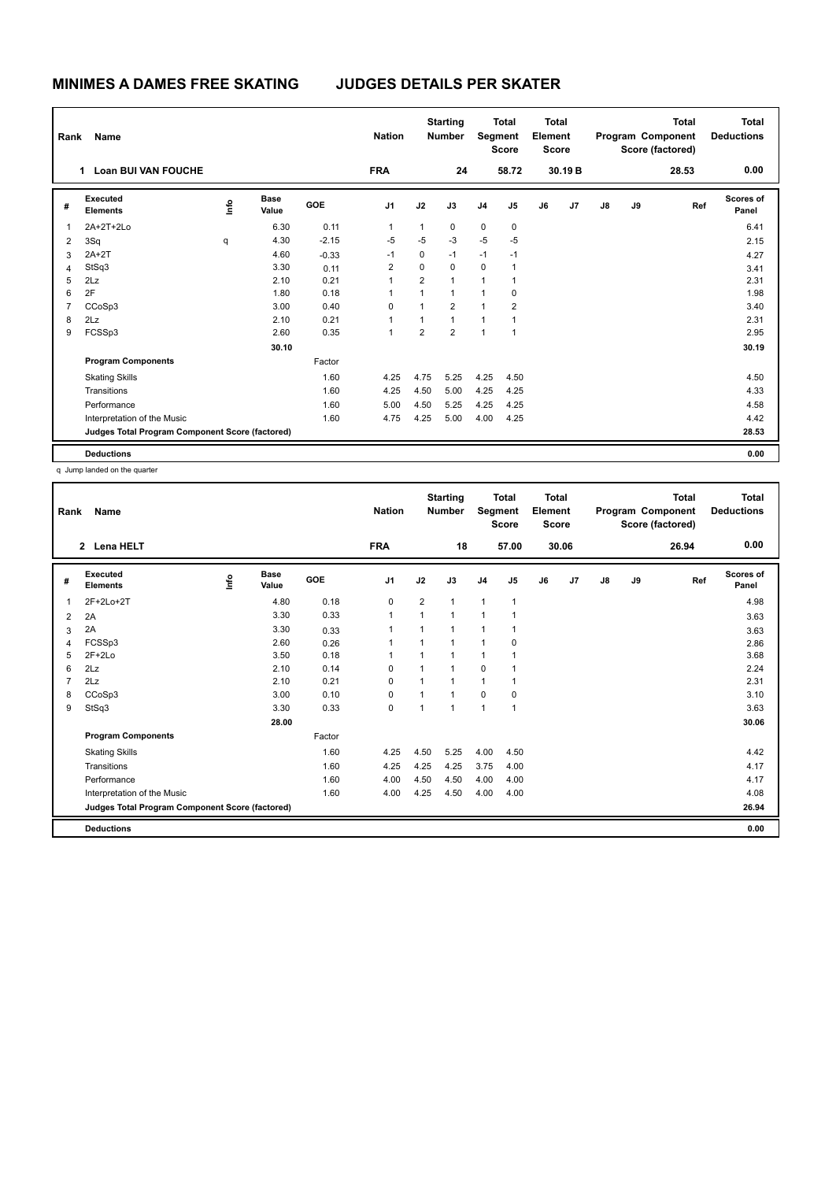# MINIMES A DAMES FREE SKATING JUDGES DETAILS PER SKATER

| Rank | Name | Nation | Starting Number | Total Segment Score | Total Element Score | Total Program Component Score (factored) | Total Deductions |
|---|---|---|---|---|---|---|---|
| 1 | Loan BUI VAN FOUCHE | FRA | 24 | 58.72 | 30.19 B | 28.53 | 0.00 |

| # | Executed Elements | Info | Base Value | GOE | J1 | J2 | J3 | J4 | J5 | J6 | J7 | J8 | J9 | Ref | Scores of Panel |
|---|---|---|---|---|---|---|---|---|---|---|---|---|---|---|---|
| 1 | 2A+2T+2Lo | | 6.30 | 0.11 | 1 | 1 | 0 | 0 | 0 | | | | | | 6.41 |
| 2 | 3Sq | q | 4.30 | -2.15 | -5 | -5 | -3 | -5 | -5 | | | | | | 2.15 |
| 3 | 2A+2T | | 4.60 | -0.33 | -1 | 0 | -1 | -1 | -1 | | | | | | 4.27 |
| 4 | StSq3 | | 3.30 | 0.11 | 2 | 0 | 0 | 0 | 1 | | | | | | 3.41 |
| 5 | 2Lz | | 2.10 | 0.21 | 1 | 2 | 1 | 1 | 1 | | | | | | 2.31 |
| 6 | 2F | | 1.80 | 0.18 | 1 | 1 | 1 | 1 | 0 | | | | | | 1.98 |
| 7 | CCoSp3 | | 3.00 | 0.40 | 0 | 1 | 2 | 1 | 2 | | | | | | 3.40 |
| 8 | 2Lz | | 2.10 | 0.21 | 1 | 1 | 1 | 1 | 1 | | | | | | 2.31 |
| 9 | FCSSp3 | | 2.60 | 0.35 | 1 | 2 | 2 | 1 | 1 | | | | | | 2.95 |
| | | | 30.10 | | | | | | | | | | | | 30.19 |
| | **Program Components** | | | Factor | | | | | | | | | | | |
| | Skating Skills | | | 1.60 | 4.25 | 4.75 | 5.25 | 4.25 | 4.50 | | | | | | 4.50 |
| | Transitions | | | 1.60 | 4.25 | 4.50 | 5.00 | 4.25 | 4.25 | | | | | | 4.33 |
| | Performance | | | 1.60 | 5.00 | 4.50 | 5.25 | 4.25 | 4.25 | | | | | | 4.58 |
| | Interpretation of the Music | | | 1.60 | 4.75 | 4.25 | 5.00 | 4.00 | 4.25 | | | | | | 4.42 |
| | **Judges Total Program Component Score (factored)** | | | | | | | | | | | | | | 28.53 |
| | **Deductions** | | | | | | | | | | | | | | 0.00 |

q Jump landed on the quarter

| Rank | Name | Nation | Starting Number | Total Segment Score | Total Element Score | Total Program Component Score (factored) | Total Deductions |
|---|---|---|---|---|---|---|---|
| 2 | Lena HELT | FRA | 18 | 57.00 | 30.06 | 26.94 | 0.00 |

| # | Executed Elements | Info | Base Value | GOE | J1 | J2 | J3 | J4 | J5 | J6 | J7 | J8 | J9 | Ref | Scores of Panel |
|---|---|---|---|---|---|---|---|---|---|---|---|---|---|---|---|
| 1 | 2F+2Lo+2T | | 4.80 | 0.18 | 0 | 2 | 1 | 1 | 1 | | | | | | 4.98 |
| 2 | 2A | | 3.30 | 0.33 | 1 | 1 | 1 | 1 | 1 | | | | | | 3.63 |
| 3 | 2A | | 3.30 | 0.33 | 1 | 1 | 1 | 1 | 1 | | | | | | 3.63 |
| 4 | FCSSp3 | | 2.60 | 0.26 | 1 | 1 | 1 | 1 | 0 | | | | | | 2.86 |
| 5 | 2F+2Lo | | 3.50 | 0.18 | 1 | 1 | 1 | 1 | 1 | | | | | | 3.68 |
| 6 | 2Lz | | 2.10 | 0.14 | 0 | 1 | 1 | 0 | 1 | | | | | | 2.24 |
| 7 | 2Lz | | 2.10 | 0.21 | 0 | 1 | 1 | 1 | 1 | | | | | | 2.31 |
| 8 | CCoSp3 | | 3.00 | 0.10 | 0 | 1 | 1 | 0 | 0 | | | | | | 3.10 |
| 9 | StSq3 | | 3.30 | 0.33 | 0 | 1 | 1 | 1 | 1 | | | | | | 3.63 |
| | | | 28.00 | | | | | | | | | | | | 30.06 |
| | **Program Components** | | | Factor | | | | | | | | | | | |
| | Skating Skills | | | 1.60 | 4.25 | 4.50 | 5.25 | 4.00 | 4.50 | | | | | | 4.42 |
| | Transitions | | | 1.60 | 4.25 | 4.25 | 4.25 | 3.75 | 4.00 | | | | | | 4.17 |
| | Performance | | | 1.60 | 4.00 | 4.50 | 4.50 | 4.00 | 4.00 | | | | | | 4.17 |
| | Interpretation of the Music | | | 1.60 | 4.00 | 4.25 | 4.50 | 4.00 | 4.00 | | | | | | 4.08 |
| | **Judges Total Program Component Score (factored)** | | | | | | | | | | | | | | 26.94 |
| | **Deductions** | | | | | | | | | | | | | | 0.00 |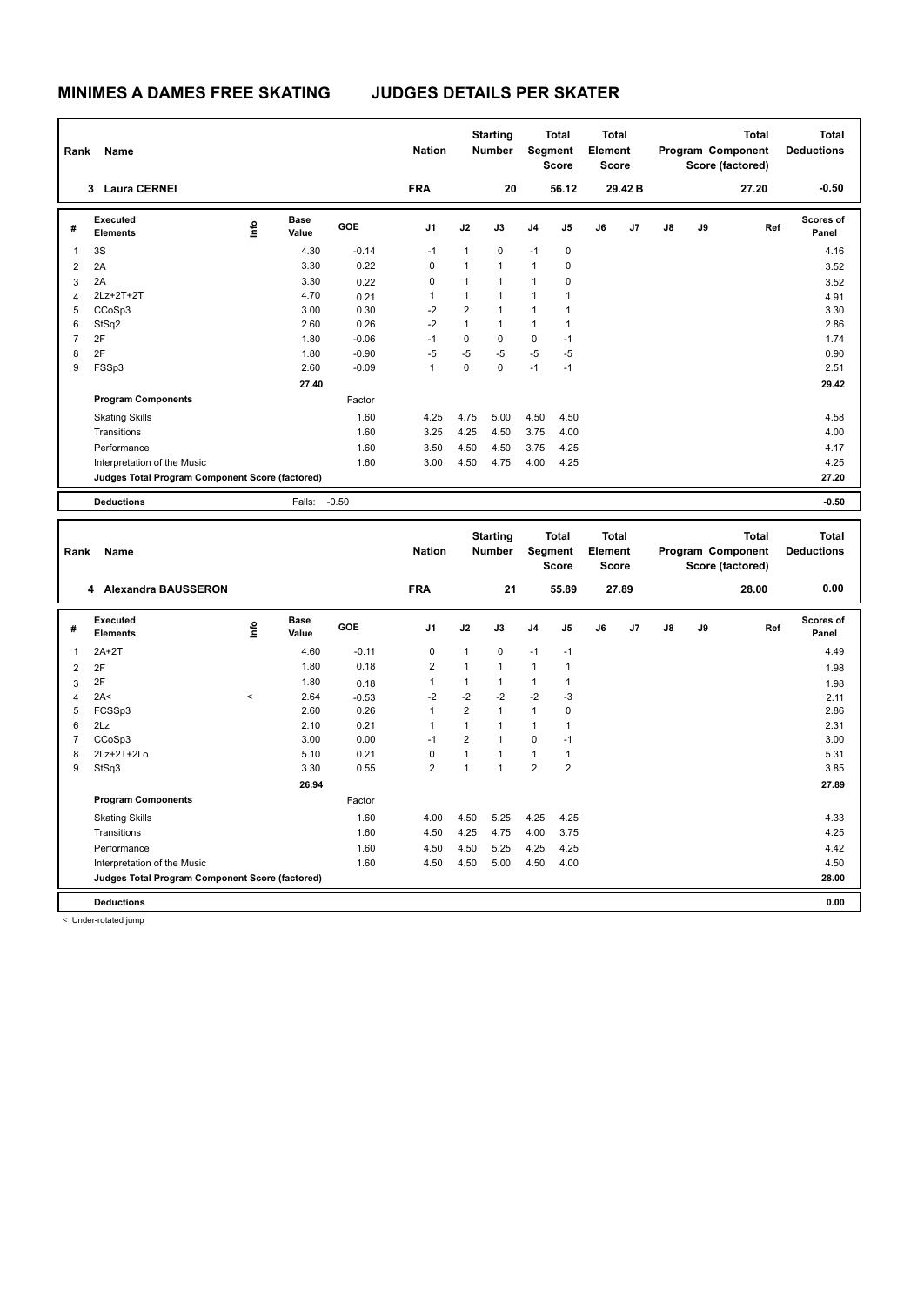# MINIMES A DAMES FREE SKATING JUDGES DETAILS PER SKATER

| Rank | Name | Nation | Starting Number | Total Segment Score | Total Element Score | Total Program Component Score (factored) | Total Deductions |
|---|---|---|---|---|---|---|---|
| 3 | Laura CERNEI | FRA | 20 | 56.12 | 29.42 B | 27.20 | -0.50 |

| # | Executed Elements | Info | Base Value | GOE | J1 | J2 | J3 | J4 | J5 | J6 | J7 | J8 | J9 | Ref | Scores of Panel |
|---|---|---|---|---|---|---|---|---|---|---|---|---|---|---|---|
| 1 | 3S | | 4.30 | -0.14 | -1 | 1 | 0 | -1 | 0 | | | | | | 4.16 |
| 2 | 2A | | 3.30 | 0.22 | 0 | 1 | 1 | 1 | 0 | | | | | | 3.52 |
| 3 | 2A | | 3.30 | 0.22 | 0 | 1 | 1 | 1 | 0 | | | | | | 3.52 |
| 4 | 2Lz+2T+2T | | 4.70 | 0.21 | 1 | 1 | 1 | 1 | 1 | | | | | | 4.91 |
| 5 | CCoSp3 | | 3.00 | 0.30 | -2 | 2 | 1 | 1 | 1 | | | | | | 3.30 |
| 6 | StSq2 | | 2.60 | 0.26 | -2 | 1 | 1 | 1 | 1 | | | | | | 2.86 |
| 7 | 2F | | 1.80 | -0.06 | -1 | 0 | 0 | 0 | -1 | | | | | | 1.74 |
| 8 | 2F | | 1.80 | -0.90 | -5 | -5 | -5 | -5 | -5 | | | | | | 0.90 |
| 9 | FSSp3 | | 2.60 | -0.09 | 1 | 0 | 0 | -1 | -1 | | | | | | 2.51 |
| | | | 27.40 | | | | | | | | | | | | 29.42 |
| | **Program Components** | | | Factor | | | | | | | | | | | |
| | Skating Skills | | | 1.60 | 4.25 | 4.75 | 5.00 | 4.50 | 4.50 | | | | | | 4.58 |
| | Transitions | | | 1.60 | 3.25 | 4.25 | 4.50 | 3.75 | 4.00 | | | | | | 4.00 |
| | Performance | | | 1.60 | 3.50 | 4.50 | 4.50 | 3.75 | 4.25 | | | | | | 4.17 |
| | Interpretation of the Music | | | 1.60 | 3.00 | 4.50 | 4.75 | 4.00 | 4.25 | | | | | | 4.25 |
| | **Judges Total Program Component Score (factored)** | | | | | | | | | | | | | | 27.20 |
| | **Deductions** | | Falls: | -0.50 | | | | | | | | | | | -0.50 |

| Rank | Name | Nation | Starting Number | Total Segment Score | Total Element Score | Total Program Component Score (factored) | Total Deductions |
|---|---|---|---|---|---|---|---|
| 4 | Alexandra BAUSSERON | FRA | 21 | 55.89 | 27.89 | 28.00 | 0.00 |

| # | Executed Elements | Info | Base Value | GOE | J1 | J2 | J3 | J4 | J5 | J6 | J7 | J8 | J9 | Ref | Scores of Panel |
|---|---|---|---|---|---|---|---|---|---|---|---|---|---|---|---|
| 1 | 2A+2T | | 4.60 | -0.11 | 0 | 1 | 0 | -1 | -1 | | | | | | 4.49 |
| 2 | 2F | | 1.80 | 0.18 | 2 | 1 | 1 | 1 | 1 | | | | | | 1.98 |
| 3 | 2F | | 1.80 | 0.18 | 1 | 1 | 1 | 1 | 1 | | | | | | 1.98 |
| 4 | 2A< | < | 2.64 | -0.53 | -2 | -2 | -2 | -2 | -3 | | | | | | 2.11 |
| 5 | FCSSp3 | | 2.60 | 0.26 | 1 | 2 | 1 | 1 | 0 | | | | | | 2.86 |
| 6 | 2Lz | | 2.10 | 0.21 | 1 | 1 | 1 | 1 | 1 | | | | | | 2.31 |
| 7 | CCoSp3 | | 3.00 | 0.00 | -1 | 2 | 1 | 0 | -1 | | | | | | 3.00 |
| 8 | 2Lz+2T+2Lo | | 5.10 | 0.21 | 0 | 1 | 1 | 1 | 1 | | | | | | 5.31 |
| 9 | StSq3 | | 3.30 | 0.55 | 2 | 1 | 1 | 2 | 2 | | | | | | 3.85 |
| | | | 26.94 | | | | | | | | | | | | 27.89 |
| | **Program Components** | | | Factor | | | | | | | | | | | |
| | Skating Skills | | | 1.60 | 4.00 | 4.50 | 5.25 | 4.25 | 4.25 | | | | | | 4.33 |
| | Transitions | | | 1.60 | 4.50 | 4.25 | 4.75 | 4.00 | 3.75 | | | | | | 4.25 |
| | Performance | | | 1.60 | 4.50 | 4.50 | 5.25 | 4.25 | 4.25 | | | | | | 4.42 |
| | Interpretation of the Music | | | 1.60 | 4.50 | 4.50 | 5.00 | 4.50 | 4.00 | | | | | | 4.50 |
| | **Judges Total Program Component Score (factored)** | | | | | | | | | | | | | | 28.00 |
| | **Deductions** | | | | | | | | | | | | | | 0.00 |

< Under-rotated jump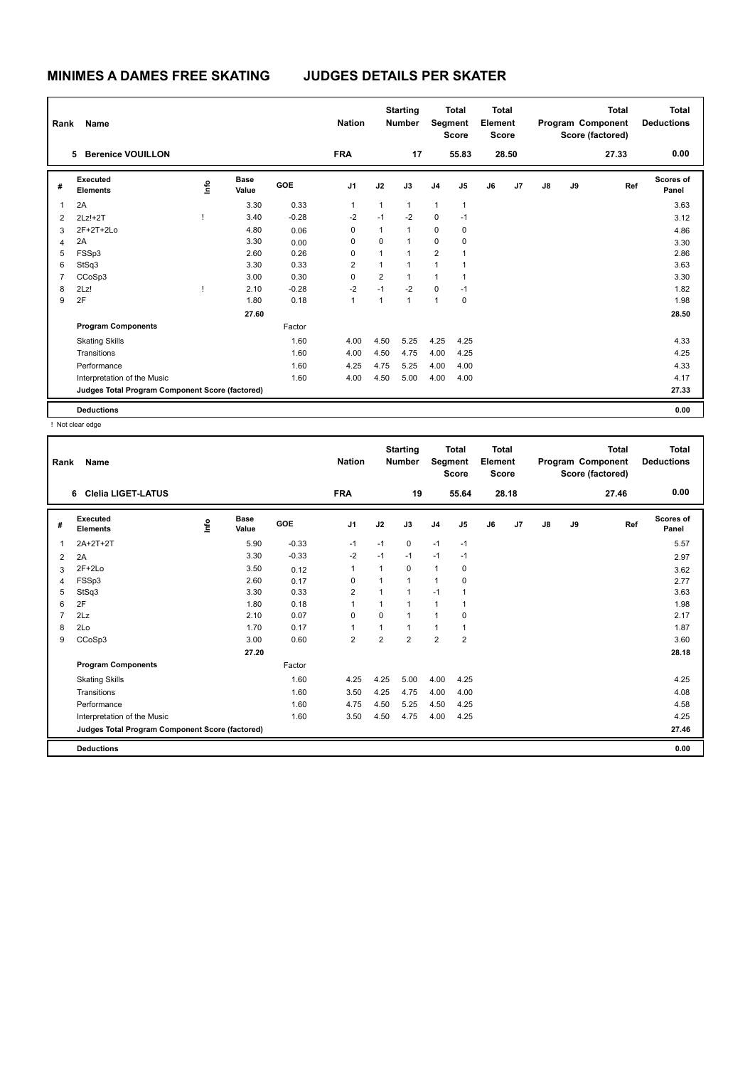# MINIMES A DAMES FREE SKATING JUDGES DETAILS PER SKATER

| Rank | Name | Nation | Starting Number | Total Segment Score | Total Element Score | Total Program Component Score (factored) | Total Deductions |
|---|---|---|---|---|---|---|---|
| 5 | Berenice VOUILLON | FRA | 17 | 55.83 | 28.50 | 27.33 | 0.00 |

| # | Executed Elements | Info | Base Value | GOE | J1 | J2 | J3 | J4 | J5 | J6 | J7 | J8 | J9 | Ref | Scores of Panel |
|---|---|---|---|---|---|---|---|---|---|---|---|---|---|---|---|
| 1 | 2A | | 3.30 | 0.33 | 1 | 1 | 1 | 1 | 1 | | | | | | 3.63 |
| 2 | 2Lz!+2T | ! | 3.40 | -0.28 | -2 | -1 | -2 | 0 | -1 | | | | | | 3.12 |
| 3 | 2F+2T+2Lo | | 4.80 | 0.06 | 0 | 1 | 1 | 0 | 0 | | | | | | 4.86 |
| 4 | 2A | | 3.30 | 0.00 | 0 | 0 | 1 | 0 | 0 | | | | | | 3.30 |
| 5 | FSSp3 | | 2.60 | 0.26 | 0 | 1 | 1 | 2 | 1 | | | | | | 2.86 |
| 6 | StSq3 | | 3.30 | 0.33 | 2 | 1 | 1 | 1 | 1 | | | | | | 3.63 |
| 7 | CCoSp3 | | 3.00 | 0.30 | 0 | 2 | 1 | 1 | 1 | | | | | | 3.30 |
| 8 | 2Lz! | ! | 2.10 | -0.28 | -2 | -1 | -2 | 0 | -1 | | | | | | 1.82 |
| 9 | 2F | | 1.80 | 0.18 | 1 | 1 | 1 | 1 | 0 | | | | | | 1.98 |
| | | | 27.60 | | | | | | | | | | | | 28.50 |
| | **Program Components** | | | Factor | | | | | | | | | | | |
| | Skating Skills | | | 1.60 | 4.00 | 4.50 | 5.25 | 4.25 | 4.25 | | | | | | 4.33 |
| | Transitions | | | 1.60 | 4.00 | 4.50 | 4.75 | 4.00 | 4.25 | | | | | | 4.25 |
| | Performance | | | 1.60 | 4.25 | 4.75 | 5.25 | 4.00 | 4.00 | | | | | | 4.33 |
| | Interpretation of the Music | | | 1.60 | 4.00 | 4.50 | 5.00 | 4.00 | 4.00 | | | | | | 4.17 |
| | **Judges Total Program Component Score (factored)** | | | | | | | | | | | | | | 27.33 |
| | **Deductions** | | | | | | | | | | | | | | 0.00 |

! Not clear edge

| Rank | Name | Nation | Starting Number | Total Segment Score | Total Element Score | Total Program Component Score (factored) | Total Deductions |
|---|---|---|---|---|---|---|---|
| 6 | Clelia LIGET-LATUS | FRA | 19 | 55.64 | 28.18 | 27.46 | 0.00 |

| # | Executed Elements | Info | Base Value | GOE | J1 | J2 | J3 | J4 | J5 | J6 | J7 | J8 | J9 | Ref | Scores of Panel |
|---|---|---|---|---|---|---|---|---|---|---|---|---|---|---|---|
| 1 | 2A+2T+2T | | 5.90 | -0.33 | -1 | -1 | 0 | -1 | -1 | | | | | | 5.57 |
| 2 | 2A | | 3.30 | -0.33 | -2 | -1 | -1 | -1 | -1 | | | | | | 2.97 |
| 3 | 2F+2Lo | | 3.50 | 0.12 | 1 | 1 | 0 | 1 | 0 | | | | | | 3.62 |
| 4 | FSSp3 | | 2.60 | 0.17 | 0 | 1 | 1 | 1 | 0 | | | | | | 2.77 |
| 5 | StSq3 | | 3.30 | 0.33 | 2 | 1 | 1 | -1 | 1 | | | | | | 3.63 |
| 6 | 2F | | 1.80 | 0.18 | 1 | 1 | 1 | 1 | 1 | | | | | | 1.98 |
| 7 | 2Lz | | 2.10 | 0.07 | 0 | 0 | 1 | 1 | 0 | | | | | | 2.17 |
| 8 | 2Lo | | 1.70 | 0.17 | 1 | 1 | 1 | 1 | 1 | | | | | | 1.87 |
| 9 | CCoSp3 | | 3.00 | 0.60 | 2 | 2 | 2 | 2 | 2 | | | | | | 3.60 |
| | | | 27.20 | | | | | | | | | | | | 28.18 |
| | **Program Components** | | | Factor | | | | | | | | | | | |
| | Skating Skills | | | 1.60 | 4.25 | 4.25 | 5.00 | 4.00 | 4.25 | | | | | | 4.25 |
| | Transitions | | | 1.60 | 3.50 | 4.25 | 4.75 | 4.00 | 4.00 | | | | | | 4.08 |
| | Performance | | | 1.60 | 4.75 | 4.50 | 5.25 | 4.50 | 4.25 | | | | | | 4.58 |
| | Interpretation of the Music | | | 1.60 | 3.50 | 4.50 | 4.75 | 4.00 | 4.25 | | | | | | 4.25 |
| | **Judges Total Program Component Score (factored)** | | | | | | | | | | | | | | 27.46 |
| | **Deductions** | | | | | | | | | | | | | | 0.00 |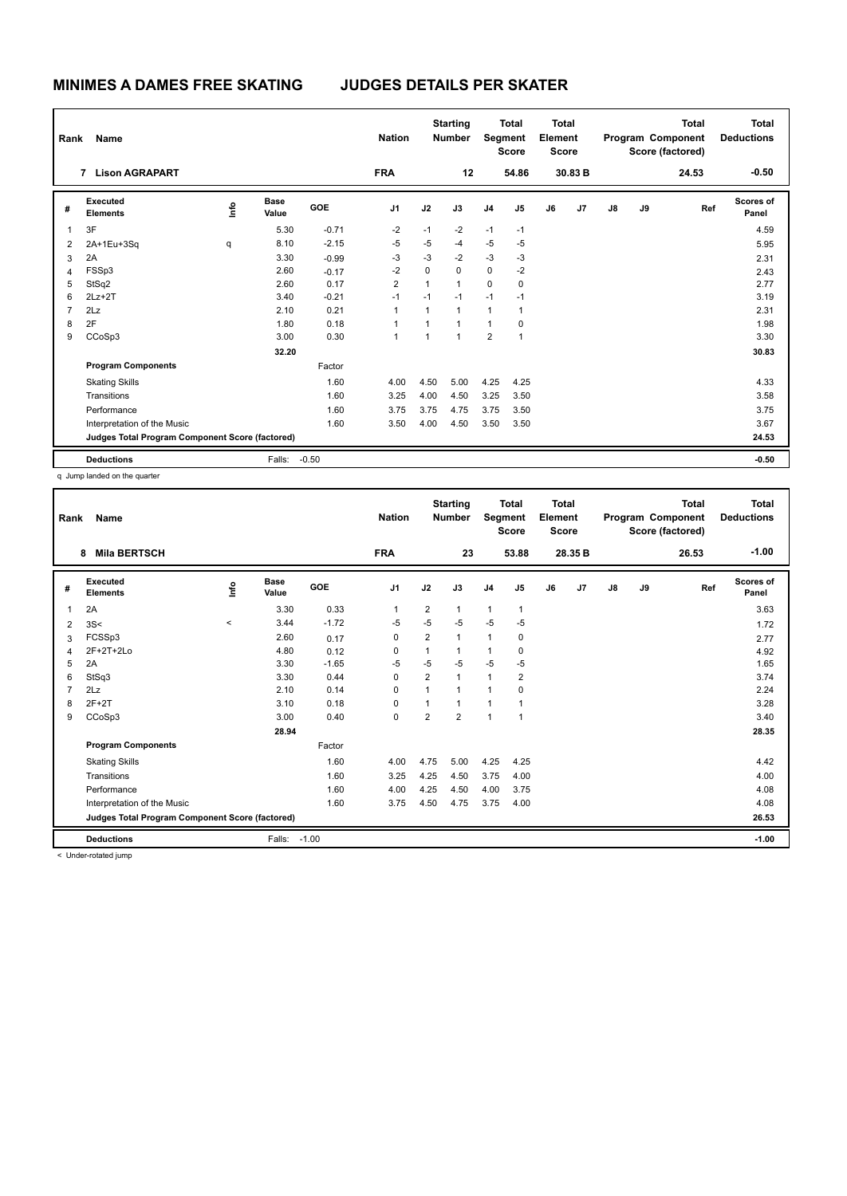# MINIMES A DAMES FREE SKATING JUDGES DETAILS PER SKATER

| Rank | Name | Nation | Starting Number | Total Segment Score | Total Element Score | Total Program Component Score (factored) | Total Deductions |
|---|---|---|---|---|---|---|---|
| 7 | Lison AGRAPART | FRA | 12 | 54.86 | 30.83 B | 24.53 | -0.50 |

| # | Executed Elements | Info | Base Value | GOE | J1 | J2 | J3 | J4 | J5 | J6 | J7 | J8 | J9 | Ref | Scores of Panel |
|---|---|---|---|---|---|---|---|---|---|---|---|---|---|---|---|
| 1 | 3F | | 5.30 | -0.71 | -2 | -1 | -2 | -1 | -1 | | | | | | 4.59 |
| 2 | 2A+1Eu+3Sq | q | 8.10 | -2.15 | -5 | -5 | -4 | -5 | -5 | | | | | | 5.95 |
| 3 | 2A | | 3.30 | -0.99 | -3 | -3 | -2 | -3 | -3 | | | | | | 2.31 |
| 4 | FSSp3 | | 2.60 | -0.17 | -2 | 0 | 0 | 0 | -2 | | | | | | 2.43 |
| 5 | StSq2 | | 2.60 | 0.17 | 2 | 1 | 1 | 0 | 0 | | | | | | 2.77 |
| 6 | 2Lz+2T | | 3.40 | -0.21 | -1 | -1 | -1 | -1 | -1 | | | | | | 3.19 |
| 7 | 2Lz | | 2.10 | 0.21 | 1 | 1 | 1 | 1 | 1 | | | | | | 2.31 |
| 8 | 2F | | 1.80 | 0.18 | 1 | 1 | 1 | 1 | 0 | | | | | | 1.98 |
| 9 | CCoSp3 | | 3.00 | 0.30 | 1 | 1 | 1 | 2 | 1 | | | | | | 3.30 |
| | | | 32.20 | | | | | | | | | | | | 30.83 |
| | **Program Components** | | | Factor | | | | | | | | | | | |
| | Skating Skills | | | 1.60 | 4.00 | 4.50 | 5.00 | 4.25 | 4.25 | | | | | | 4.33 |
| | Transitions | | | 1.60 | 3.25 | 4.00 | 4.50 | 3.25 | 3.50 | | | | | | 3.58 |
| | Performance | | | 1.60 | 3.75 | 3.75 | 4.75 | 3.75 | 3.50 | | | | | | 3.75 |
| | Interpretation of the Music | | | 1.60 | 3.50 | 4.00 | 4.50 | 3.50 | 3.50 | | | | | | 3.67 |
| | **Judges Total Program Component Score (factored)** | | | | | | | | | | | | | | 24.53 |
| | **Deductions** | | Falls: | -0.50 | | | | | | | | | | | -0.50 |

q Jump landed on the quarter

| Rank | Name | Nation | Starting Number | Total Segment Score | Total Element Score | Total Program Component Score (factored) | Total Deductions |
|---|---|---|---|---|---|---|---|
| 8 | Mila BERTSCH | FRA | 23 | 53.88 | 28.35 B | 26.53 | -1.00 |

| # | Executed Elements | Info | Base Value | GOE | J1 | J2 | J3 | J4 | J5 | J6 | J7 | J8 | J9 | Ref | Scores of Panel |
|---|---|---|---|---|---|---|---|---|---|---|---|---|---|---|---|
| 1 | 2A | | 3.30 | 0.33 | 1 | 2 | 1 | 1 | 1 | | | | | | 3.63 |
| 2 | 3S< | < | 3.44 | -1.72 | -5 | -5 | -5 | -5 | -5 | | | | | | 1.72 |
| 3 | FCSSp3 | | 2.60 | 0.17 | 0 | 2 | 1 | 1 | 0 | | | | | | 2.77 |
| 4 | 2F+2T+2Lo | | 4.80 | 0.12 | 0 | 1 | 1 | 1 | 0 | | | | | | 4.92 |
| 5 | 2A | | 3.30 | -1.65 | -5 | -5 | -5 | -5 | -5 | | | | | | 1.65 |
| 6 | StSq3 | | 3.30 | 0.44 | 0 | 2 | 1 | 1 | 2 | | | | | | 3.74 |
| 7 | 2Lz | | 2.10 | 0.14 | 0 | 1 | 1 | 1 | 0 | | | | | | 2.24 |
| 8 | 2F+2T | | 3.10 | 0.18 | 0 | 1 | 1 | 1 | 1 | | | | | | 3.28 |
| 9 | CCoSp3 | | 3.00 | 0.40 | 0 | 2 | 2 | 1 | 1 | | | | | | 3.40 |
| | | | 28.94 | | | | | | | | | | | | 28.35 |
| | **Program Components** | | | Factor | | | | | | | | | | | |
| | Skating Skills | | | 1.60 | 4.00 | 4.75 | 5.00 | 4.25 | 4.25 | | | | | | 4.42 |
| | Transitions | | | 1.60 | 3.25 | 4.25 | 4.50 | 3.75 | 4.00 | | | | | | 4.00 |
| | Performance | | | 1.60 | 4.00 | 4.25 | 4.50 | 4.00 | 3.75 | | | | | | 4.08 |
| | Interpretation of the Music | | | 1.60 | 3.75 | 4.50 | 4.75 | 3.75 | 4.00 | | | | | | 4.08 |
| | **Judges Total Program Component Score (factored)** | | | | | | | | | | | | | | 26.53 |
| | **Deductions** | | Falls: | -1.00 | | | | | | | | | | | -1.00 |

< Under-rotated jump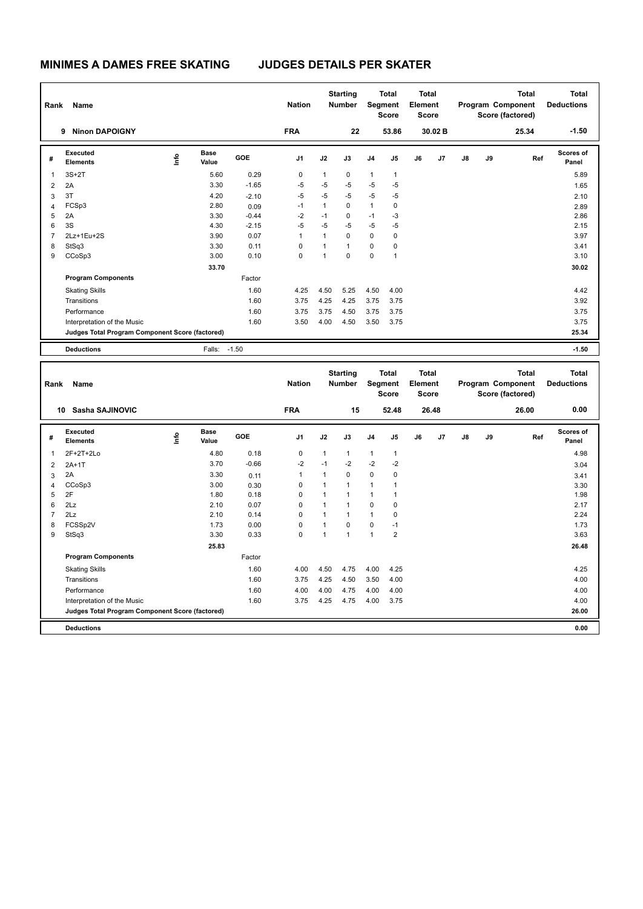# MINIMES A DAMES FREE SKATING JUDGES DETAILS PER SKATER

| Rank | Name | Nation | Starting Number | Total Segment Score | Total Element Score | Total Program Component Score (factored) | Total Deductions |
|---|---|---|---|---|---|---|---|
| 9 | Ninon DAPOIGNY | FRA | 22 | 53.86 | 30.02 B | 25.34 | -1.50 |

| # | Executed Elements | Info | Base Value | GOE | J1 | J2 | J3 | J4 | J5 | J6 | J7 | J8 | J9 | Ref | Scores of Panel |
|---|---|---|---|---|---|---|---|---|---|---|---|---|---|---|---|
| 1 | 3S+2T | | 5.60 | 0.29 | 0 | 1 | 0 | 1 | 1 | | | | | | 5.89 |
| 2 | 2A | | 3.30 | -1.65 | -5 | -5 | -5 | -5 | -5 | | | | | | 1.65 |
| 3 | 3T | | 4.20 | -2.10 | -5 | -5 | -5 | -5 | -5 | | | | | | 2.10 |
| 4 | FCSp3 | | 2.80 | 0.09 | -1 | 1 | 0 | 1 | 0 | | | | | | 2.89 |
| 5 | 2A | | 3.30 | -0.44 | -2 | -1 | 0 | -1 | -3 | | | | | | 2.86 |
| 6 | 3S | | 4.30 | -2.15 | -5 | -5 | -5 | -5 | -5 | | | | | | 2.15 |
| 7 | 2Lz+1Eu+2S | | 3.90 | 0.07 | 1 | 1 | 0 | 0 | 0 | | | | | | 3.97 |
| 8 | StSq3 | | 3.30 | 0.11 | 0 | 1 | 1 | 0 | 0 | | | | | | 3.41 |
| 9 | CCoSp3 | | 3.00 | 0.10 | 0 | 1 | 0 | 0 | 1 | | | | | | 3.10 |
| | | | 33.70 | | | | | | | | | | | | 30.02 |
| | **Program Components** | | | Factor | | | | | | | | | | | |
| | Skating Skills | | | 1.60 | 4.25 | 4.50 | 5.25 | 4.50 | 4.00 | | | | | | 4.42 |
| | Transitions | | | 1.60 | 3.75 | 4.25 | 4.25 | 3.75 | 3.75 | | | | | | 3.92 |
| | Performance | | | 1.60 | 3.75 | 3.75 | 4.50 | 3.75 | 3.75 | | | | | | 3.75 |
| | Interpretation of the Music | | | 1.60 | 3.50 | 4.00 | 4.50 | 3.50 | 3.75 | | | | | | 3.75 |
| | **Judges Total Program Component Score (factored)** | | | | | | | | | | | | | | 25.34 |
| | **Deductions** | | Falls: | -1.50 | | | | | | | | | | | -1.50 |

| Rank | Name | Nation | Starting Number | Total Segment Score | Total Element Score | Total Program Component Score (factored) | Total Deductions |
|---|---|---|---|---|---|---|---|
| 10 | Sasha SAJINOVIC | FRA | 15 | 52.48 | 26.48 | 26.00 | 0.00 |

| # | Executed Elements | Info | Base Value | GOE | J1 | J2 | J3 | J4 | J5 | J6 | J7 | J8 | J9 | Ref | Scores of Panel |
|---|---|---|---|---|---|---|---|---|---|---|---|---|---|---|---|
| 1 | 2F+2T+2Lo | | 4.80 | 0.18 | 0 | 1 | 1 | 1 | 1 | | | | | | 4.98 |
| 2 | 2A+1T | | 3.70 | -0.66 | -2 | -1 | -2 | -2 | -2 | | | | | | 3.04 |
| 3 | 2A | | 3.30 | 0.11 | 1 | 1 | 0 | 0 | 0 | | | | | | 3.41 |
| 4 | CCoSp3 | | 3.00 | 0.30 | 0 | 1 | 1 | 1 | 1 | | | | | | 3.30 |
| 5 | 2F | | 1.80 | 0.18 | 0 | 1 | 1 | 1 | 1 | | | | | | 1.98 |
| 6 | 2Lz | | 2.10 | 0.07 | 0 | 1 | 1 | 0 | 0 | | | | | | 2.17 |
| 7 | 2Lz | | 2.10 | 0.14 | 0 | 1 | 1 | 1 | 0 | | | | | | 2.24 |
| 8 | FCSSp2V | | 1.73 | 0.00 | 0 | 1 | 0 | 0 | -1 | | | | | | 1.73 |
| 9 | StSq3 | | 3.30 | 0.33 | 0 | 1 | 1 | 1 | 2 | | | | | | 3.63 |
| | | | 25.83 | | | | | | | | | | | | 26.48 |
| | **Program Components** | | | Factor | | | | | | | | | | | |
| | Skating Skills | | | 1.60 | 4.00 | 4.50 | 4.75 | 4.00 | 4.25 | | | | | | 4.25 |
| | Transitions | | | 1.60 | 3.75 | 4.25 | 4.50 | 3.50 | 4.00 | | | | | | 4.00 |
| | Performance | | | 1.60 | 4.00 | 4.00 | 4.75 | 4.00 | 4.00 | | | | | | 4.00 |
| | Interpretation of the Music | | | 1.60 | 3.75 | 4.25 | 4.75 | 4.00 | 3.75 | | | | | | 4.00 |
| | **Judges Total Program Component Score (factored)** | | | | | | | | | | | | | | 26.00 |
| | **Deductions** | | | | | | | | | | | | | | 0.00 |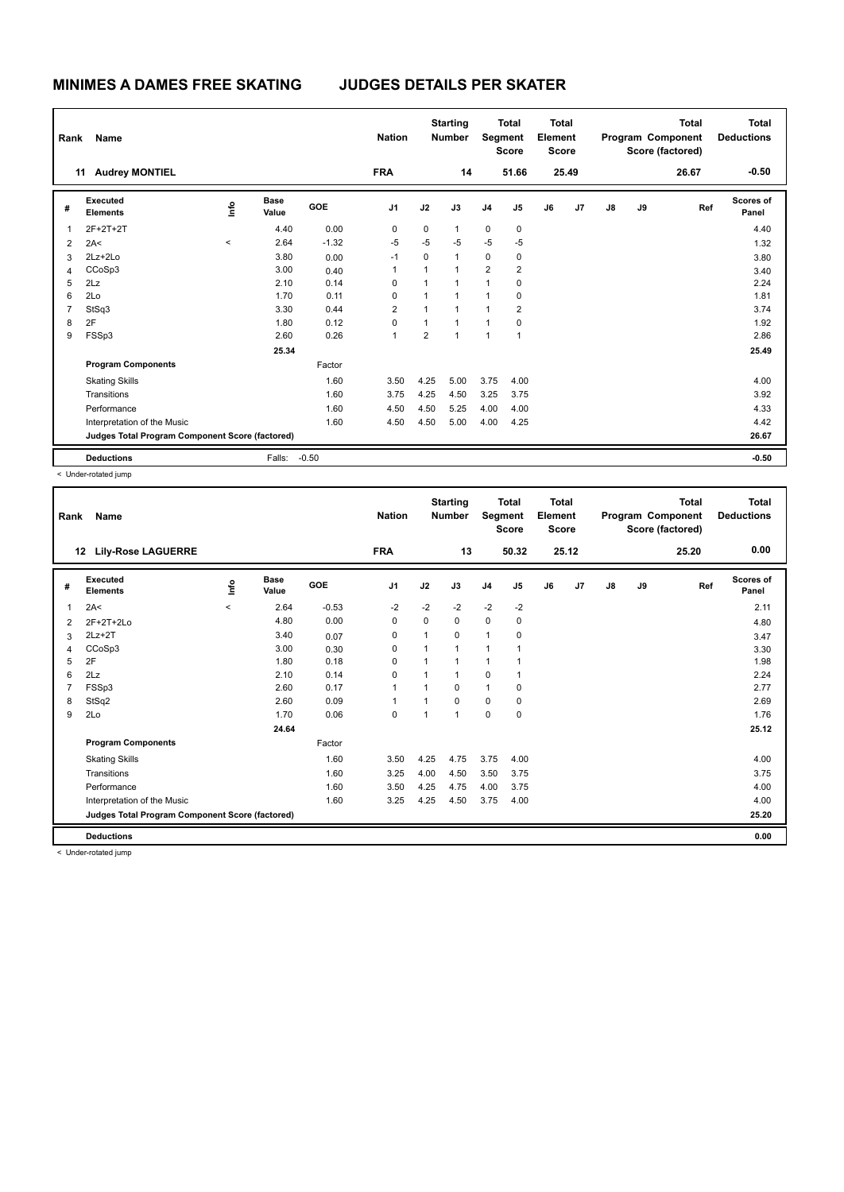# MINIMES A DAMES FREE SKATING JUDGES DETAILS PER SKATER

| Rank | Name | Nation | Starting Number | Total Segment Score | Total Element Score | Total Program Component Score (factored) | Total Deductions |
|---|---|---|---|---|---|---|---|
| 11 | Audrey MONTIEL | FRA | 14 | 51.66 | 25.49 | 26.67 | -0.50 |

| # | Executed Elements | Info | Base Value | GOE | J1 | J2 | J3 | J4 | J5 | J6 | J7 | J8 | J9 | Ref | Scores of Panel |
|---|---|---|---|---|---|---|---|---|---|---|---|---|---|---|---|
| 1 | 2F+2T+2T | | 4.40 | 0.00 | 0 | 0 | 1 | 0 | 0 | | | | | | 4.40 |
| 2 | 2A< | < | 2.64 | -1.32 | -5 | -5 | -5 | -5 | -5 | | | | | | 1.32 |
| 3 | 2Lz+2Lo | | 3.80 | 0.00 | -1 | 0 | 1 | 0 | 0 | | | | | | 3.80 |
| 4 | CCoSp3 | | 3.00 | 0.40 | 1 | 1 | 1 | 2 | 2 | | | | | | 3.40 |
| 5 | 2Lz | | 2.10 | 0.14 | 0 | 1 | 1 | 1 | 0 | | | | | | 2.24 |
| 6 | 2Lo | | 1.70 | 0.11 | 0 | 1 | 1 | 1 | 0 | | | | | | 1.81 |
| 7 | StSq3 | | 3.30 | 0.44 | 2 | 1 | 1 | 1 | 2 | | | | | | 3.74 |
| 8 | 2F | | 1.80 | 0.12 | 0 | 1 | 1 | 1 | 0 | | | | | | 1.92 |
| 9 | FSSp3 | | 2.60 | 0.26 | 1 | 2 | 1 | 1 | 1 | | | | | | 2.86 |
| | | | 25.34 | | | | | | | | | | | | 25.49 |
| | **Program Components** | | | Factor | | | | | | | | | | | |
| | Skating Skills | | | 1.60 | 3.50 | 4.25 | 5.00 | 3.75 | 4.00 | | | | | | 4.00 |
| | Transitions | | | 1.60 | 3.75 | 4.25 | 4.50 | 3.25 | 3.75 | | | | | | 3.92 |
| | Performance | | | 1.60 | 4.50 | 4.50 | 5.25 | 4.00 | 4.00 | | | | | | 4.33 |
| | Interpretation of the Music | | | 1.60 | 4.50 | 4.50 | 5.00 | 4.00 | 4.25 | | | | | | 4.42 |
| | Judges Total Program Component Score (factored) | | | | | | | | | | | | | | 26.67 |
| | **Deductions** | | Falls: | -0.50 | | | | | | | | | | | -0.50 |

< Under-rotated jump

| Rank | Name | Nation | Starting Number | Total Segment Score | Total Element Score | Total Program Component Score (factored) | Total Deductions |
|---|---|---|---|---|---|---|---|
| 12 | Lily-Rose LAGUERRE | FRA | 13 | 50.32 | 25.12 | 25.20 | 0.00 |

| # | Executed Elements | Info | Base Value | GOE | J1 | J2 | J3 | J4 | J5 | J6 | J7 | J8 | J9 | Ref | Scores of Panel |
|---|---|---|---|---|---|---|---|---|---|---|---|---|---|---|---|
| 1 | 2A< | < | 2.64 | -0.53 | -2 | -2 | -2 | -2 | -2 | | | | | | 2.11 |
| 2 | 2F+2T+2Lo | | 4.80 | 0.00 | 0 | 0 | 0 | 0 | 0 | | | | | | 4.80 |
| 3 | 2Lz+2T | | 3.40 | 0.07 | 0 | 1 | 0 | 1 | 0 | | | | | | 3.47 |
| 4 | CCoSp3 | | 3.00 | 0.30 | 0 | 1 | 1 | 1 | 1 | | | | | | 3.30 |
| 5 | 2F | | 1.80 | 0.18 | 0 | 1 | 1 | 1 | 1 | | | | | | 1.98 |
| 6 | 2Lz | | 2.10 | 0.14 | 0 | 1 | 1 | 0 | 1 | | | | | | 2.24 |
| 7 | FSSp3 | | 2.60 | 0.17 | 1 | 1 | 0 | 1 | 0 | | | | | | 2.77 |
| 8 | StSq2 | | 2.60 | 0.09 | 1 | 1 | 0 | 0 | 0 | | | | | | 2.69 |
| 9 | 2Lo | | 1.70 | 0.06 | 0 | 1 | 1 | 0 | 0 | | | | | | 1.76 |
| | | | 24.64 | | | | | | | | | | | | 25.12 |
| | **Program Components** | | | Factor | | | | | | | | | | | |
| | Skating Skills | | | 1.60 | 3.50 | 4.25 | 4.75 | 3.75 | 4.00 | | | | | | 4.00 |
| | Transitions | | | 1.60 | 3.25 | 4.00 | 4.50 | 3.50 | 3.75 | | | | | | 3.75 |
| | Performance | | | 1.60 | 3.50 | 4.25 | 4.75 | 4.00 | 3.75 | | | | | | 4.00 |
| | Interpretation of the Music | | | 1.60 | 3.25 | 4.25 | 4.50 | 3.75 | 4.00 | | | | | | 4.00 |
| | Judges Total Program Component Score (factored) | | | | | | | | | | | | | | 25.20 |
| | **Deductions** | | | | | | | | | | | | | | 0.00 |

< Under-rotated jump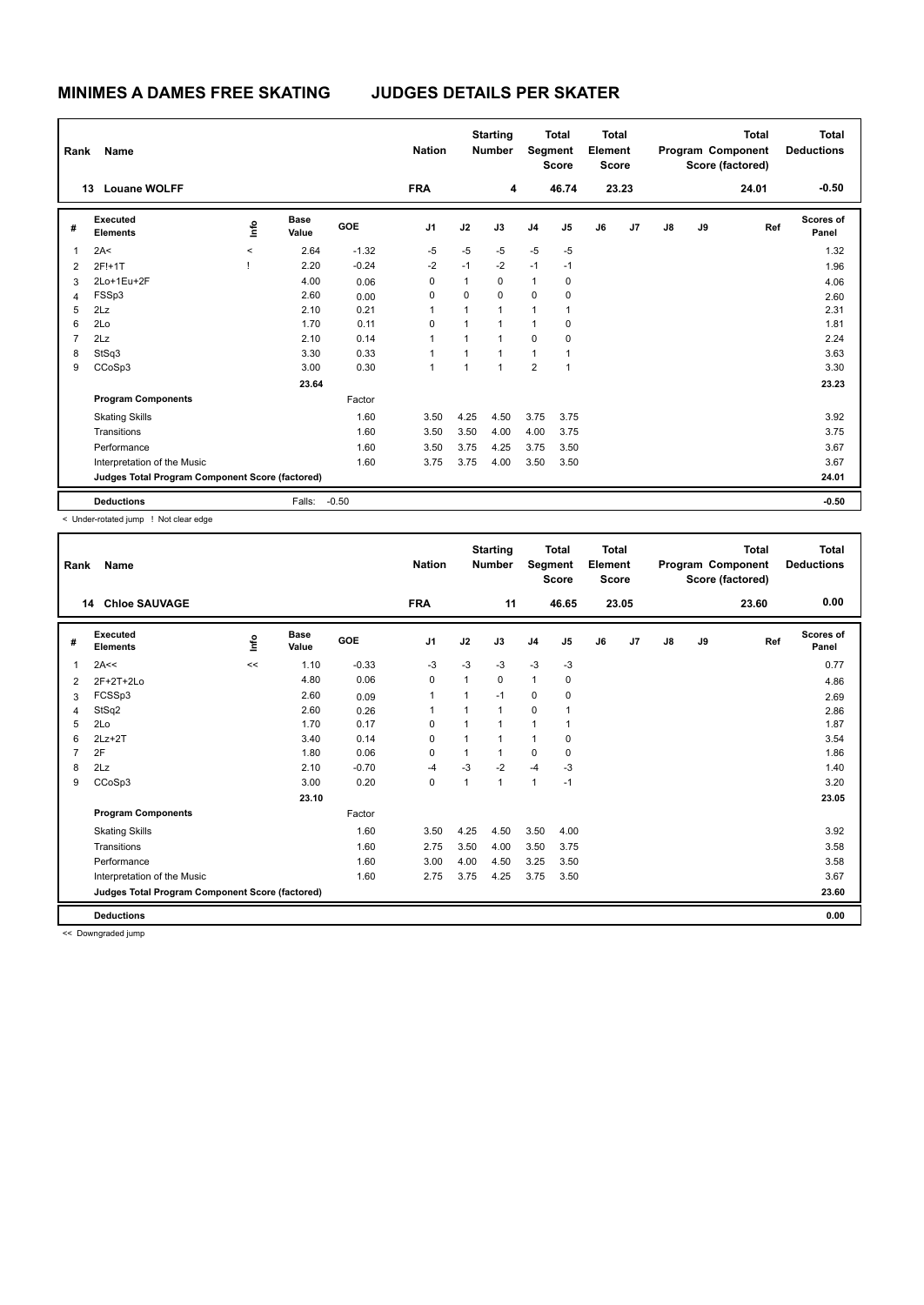# MINIMES A DAMES FREE SKATING JUDGES DETAILS PER SKATER

| Rank | Name | Nation | Starting Number | Total Segment Score | Total Element Score | Total Program Component Score (factored) | Total Deductions |
|---|---|---|---|---|---|---|---|
| 13 | Louane WOLFF | FRA | 4 | 46.74 | 23.23 | 24.01 | -0.50 |

| # | Executed Elements | Info | Base Value | GOE | J1 | J2 | J3 | J4 | J5 | J6 | J7 | J8 | J9 | Ref | Scores of Panel |
|---|---|---|---|---|---|---|---|---|---|---|---|---|---|---|---|
| 1 | 2A< | < | 2.64 | -1.32 | -5 | -5 | -5 | -5 | -5 | | | | | | 1.32 |
| 2 | 2F!+1T | ! | 2.20 | -0.24 | -2 | -1 | -2 | -1 | -1 | | | | | | 1.96 |
| 3 | 2Lo+1Eu+2F | | 4.00 | 0.06 | 0 | 1 | 0 | 1 | 0 | | | | | | 4.06 |
| 4 | FSSp3 | | 2.60 | 0.00 | 0 | 0 | 0 | 0 | 0 | | | | | | 2.60 |
| 5 | 2Lz | | 2.10 | 0.21 | 1 | 1 | 1 | 1 | 1 | | | | | | 2.31 |
| 6 | 2Lo | | 1.70 | 0.11 | 0 | 1 | 1 | 1 | 0 | | | | | | 1.81 |
| 7 | 2Lz | | 2.10 | 0.14 | 1 | 1 | 1 | 0 | 0 | | | | | | 2.24 |
| 8 | StSq3 | | 3.30 | 0.33 | 1 | 1 | 1 | 1 | 1 | | | | | | 3.63 |
| 9 | CCoSp3 | | 3.00 | 0.30 | 1 | 1 | 1 | 2 | 1 | | | | | | 3.30 |
| | | | 23.64 | | | | | | | | | | | | 23.23 |
| | **Program Components** | | | Factor | | | | | | | | | | | |
| | Skating Skills | | | 1.60 | 3.50 | 4.25 | 4.50 | 3.75 | 3.75 | | | | | | 3.92 |
| | Transitions | | | 1.60 | 3.50 | 3.50 | 4.00 | 4.00 | 3.75 | | | | | | 3.75 |
| | Performance | | | 1.60 | 3.50 | 3.75 | 4.25 | 3.75 | 3.50 | | | | | | 3.67 |
| | Interpretation of the Music | | | 1.60 | 3.75 | 3.75 | 4.00 | 3.50 | 3.50 | | | | | | 3.67 |
| | **Judges Total Program Component Score (factored)** | | | | | | | | | | | | | | 24.01 |
| | **Deductions** | | Falls: | -0.50 | | | | | | | | | | | -0.50 |

< Under-rotated jump ! Not clear edge

| Rank | Name | Nation | Starting Number | Total Segment Score | Total Element Score | Total Program Component Score (factored) | Total Deductions |
|---|---|---|---|---|---|---|---|
| 14 | Chloe SAUVAGE | FRA | 11 | 46.65 | 23.05 | 23.60 | 0.00 |

| # | Executed Elements | Info | Base Value | GOE | J1 | J2 | J3 | J4 | J5 | J6 | J7 | J8 | J9 | Ref | Scores of Panel |
|---|---|---|---|---|---|---|---|---|---|---|---|---|---|---|---|
| 1 | 2A<< | << | 1.10 | -0.33 | -3 | -3 | -3 | -3 | -3 | | | | | | 0.77 |
| 2 | 2F+2T+2Lo | | 4.80 | 0.06 | 0 | 1 | 0 | 1 | 0 | | | | | | 4.86 |
| 3 | FCSSp3 | | 2.60 | 0.09 | 1 | 1 | -1 | 0 | 0 | | | | | | 2.69 |
| 4 | StSq2 | | 2.60 | 0.26 | 1 | 1 | 1 | 0 | 1 | | | | | | 2.86 |
| 5 | 2Lo | | 1.70 | 0.17 | 0 | 1 | 1 | 1 | 1 | | | | | | 1.87 |
| 6 | 2Lz+2T | | 3.40 | 0.14 | 0 | 1 | 1 | 1 | 0 | | | | | | 3.54 |
| 7 | 2F | | 1.80 | 0.06 | 0 | 1 | 1 | 0 | 0 | | | | | | 1.86 |
| 8 | 2Lz | | 2.10 | -0.70 | -4 | -3 | -2 | -4 | -3 | | | | | | 1.40 |
| 9 | CCoSp3 | | 3.00 | 0.20 | 0 | 1 | 1 | 1 | -1 | | | | | | 3.20 |
| | | | 23.10 | | | | | | | | | | | | 23.05 |
| | **Program Components** | | | Factor | | | | | | | | | | | |
| | Skating Skills | | | 1.60 | 3.50 | 4.25 | 4.50 | 3.50 | 4.00 | | | | | | 3.92 |
| | Transitions | | | 1.60 | 2.75 | 3.50 | 4.00 | 3.50 | 3.75 | | | | | | 3.58 |
| | Performance | | | 1.60 | 3.00 | 4.00 | 4.50 | 3.25 | 3.50 | | | | | | 3.58 |
| | Interpretation of the Music | | | 1.60 | 2.75 | 3.75 | 4.25 | 3.75 | 3.50 | | | | | | 3.67 |
| | **Judges Total Program Component Score (factored)** | | | | | | | | | | | | | | 23.60 |
| | **Deductions** | | | | | | | | | | | | | | 0.00 |

<< Downgraded jump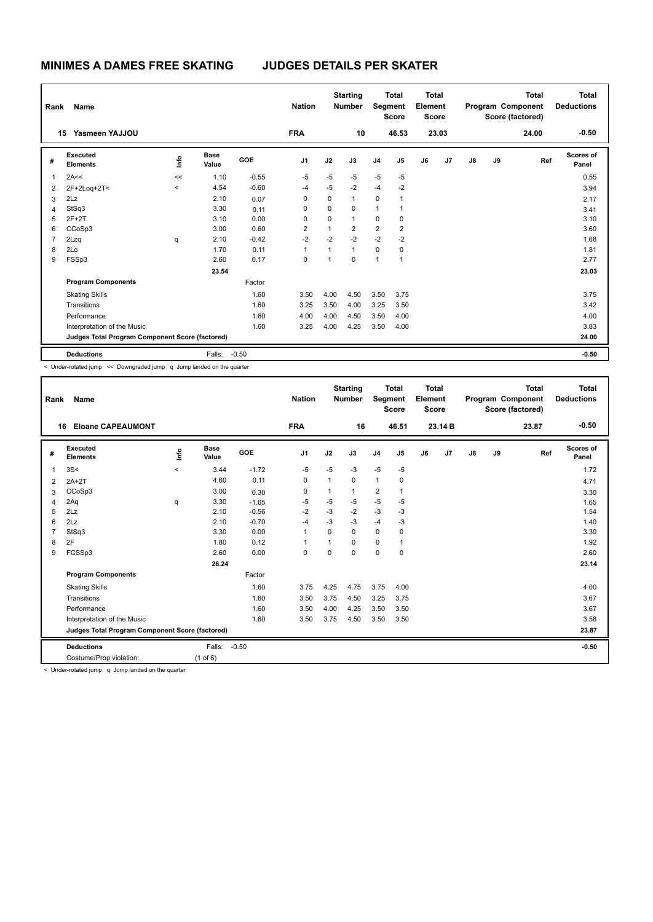# MINIMES A DAMES FREE SKATING — JUDGES DETAILS PER SKATER

| Rank | Name | Nation | Starting Number | Total Segment Score | Total Element Score | Total Program Component Score (factored) | Total Deductions |
|---|---|---|---|---|---|---|---|
| 15 | Yasmeen YAJJOU | FRA | 10 | 46.53 | 23.03 | 24.00 | -0.50 |

| # | Executed Elements | Info | Base Value | GOE | J1 | J2 | J3 | J4 | J5 | J6 | J7 | J8 | J9 | Ref | Scores of Panel |
|---|---|---|---|---|---|---|---|---|---|---|---|---|---|---|---|
| 1 | 2A<< | << | 1.10 | -0.55 | -5 | -5 | -5 | -5 | -5 | | | | | | 0.55 |
| 2 | 2F+2Loq+2T< | < | 4.54 | -0.60 | -4 | -5 | -2 | -4 | -2 | | | | | | 3.94 |
| 3 | 2Lz | | 2.10 | 0.07 | 0 | 0 | 1 | 0 | 1 | | | | | | 2.17 |
| 4 | StSq3 | | 3.30 | 0.11 | 0 | 0 | 0 | 1 | 1 | | | | | | 3.41 |
| 5 | 2F+2T | | 3.10 | 0.00 | 0 | 0 | 1 | 0 | 0 | | | | | | 3.10 |
| 6 | CCoSp3 | | 3.00 | 0.60 | 2 | 1 | 2 | 2 | 2 | | | | | | 3.60 |
| 7 | 2Lzq | q | 2.10 | -0.42 | -2 | -2 | -2 | -2 | -2 | | | | | | 1.68 |
| 8 | 2Lo | | 1.70 | 0.11 | 1 | 1 | 1 | 0 | 0 | | | | | | 1.81 |
| 9 | FSSp3 | | 2.60 | 0.17 | 0 | 1 | 0 | 1 | 1 | | | | | | 2.77 |
| | | | 23.54 | | | | | | | | | | | | 23.03 |
| | **Program Components** | | | Factor | | | | | | | | | | | |
| | Skating Skills | | | 1.60 | 3.50 | 4.00 | 4.50 | 3.50 | 3.75 | | | | | | 3.75 |
| | Transitions | | | 1.60 | 3.25 | 3.50 | 4.00 | 3.25 | 3.50 | | | | | | 3.42 |
| | Performance | | | 1.60 | 4.00 | 4.00 | 4.50 | 3.50 | 4.00 | | | | | | 4.00 |
| | Interpretation of the Music | | | 1.60 | 3.25 | 4.00 | 4.25 | 3.50 | 4.00 | | | | | | 3.83 |
| | **Judges Total Program Component Score (factored)** | | | | | | | | | | | | | | 24.00 |
| | **Deductions** | | Falls: | -0.50 | | | | | | | | | | | -0.50 |

< Under-rotated jump << Downgraded jump q Jump landed on the quarter

| Rank | Name | Nation | Starting Number | Total Segment Score | Total Element Score | Total Program Component Score (factored) | Total Deductions |
|---|---|---|---|---|---|---|---|
| 16 | Eloane CAPEAUMONT | FRA | 16 | 46.51 | 23.14 B | 23.87 | -0.50 |

| # | Executed Elements | Info | Base Value | GOE | J1 | J2 | J3 | J4 | J5 | J6 | J7 | J8 | J9 | Ref | Scores of Panel |
|---|---|---|---|---|---|---|---|---|---|---|---|---|---|---|---|
| 1 | 3S< | < | 3.44 | -1.72 | -5 | -5 | -3 | -5 | -5 | | | | | | 1.72 |
| 2 | 2A+2T | | 4.60 | 0.11 | 0 | 1 | 0 | 1 | 0 | | | | | | 4.71 |
| 3 | CCoSp3 | | 3.00 | 0.30 | 0 | 1 | 1 | 2 | 1 | | | | | | 3.30 |
| 4 | 2Aq | q | 3.30 | -1.65 | -5 | -5 | -5 | -5 | -5 | | | | | | 1.65 |
| 5 | 2Lz | | 2.10 | -0.56 | -2 | -3 | -2 | -3 | -3 | | | | | | 1.54 |
| 6 | 2Lz | | 2.10 | -0.70 | -4 | -3 | -3 | -4 | -3 | | | | | | 1.40 |
| 7 | StSq3 | | 3.30 | 0.00 | 1 | 0 | 0 | 0 | 0 | | | | | | 3.30 |
| 8 | 2F | | 1.80 | 0.12 | 1 | 1 | 0 | 0 | 1 | | | | | | 1.92 |
| 9 | FCSSp3 | | 2.60 | 0.00 | 0 | 0 | 0 | 0 | 0 | | | | | | 2.60 |
| | | | 26.24 | | | | | | | | | | | | 23.14 |
| | **Program Components** | | | Factor | | | | | | | | | | | |
| | Skating Skills | | | 1.60 | 3.75 | 4.25 | 4.75 | 3.75 | 4.00 | | | | | | 4.00 |
| | Transitions | | | 1.60 | 3.50 | 3.75 | 4.50 | 3.25 | 3.75 | | | | | | 3.67 |
| | Performance | | | 1.60 | 3.50 | 4.00 | 4.25 | 3.50 | 3.50 | | | | | | 3.67 |
| | Interpretation of the Music | | | 1.60 | 3.50 | 3.75 | 4.50 | 3.50 | 3.50 | | | | | | 3.58 |
| | **Judges Total Program Component Score (factored)** | | | | | | | | | | | | | | 23.87 |
| | **Deductions** | | Falls: | -0.50 | | | | | | | | | | | -0.50 |
| | Costume/Prop violation: | | (1 of 6) | | | | | | | | | | | | |

< Under-rotated jump q Jump landed on the quarter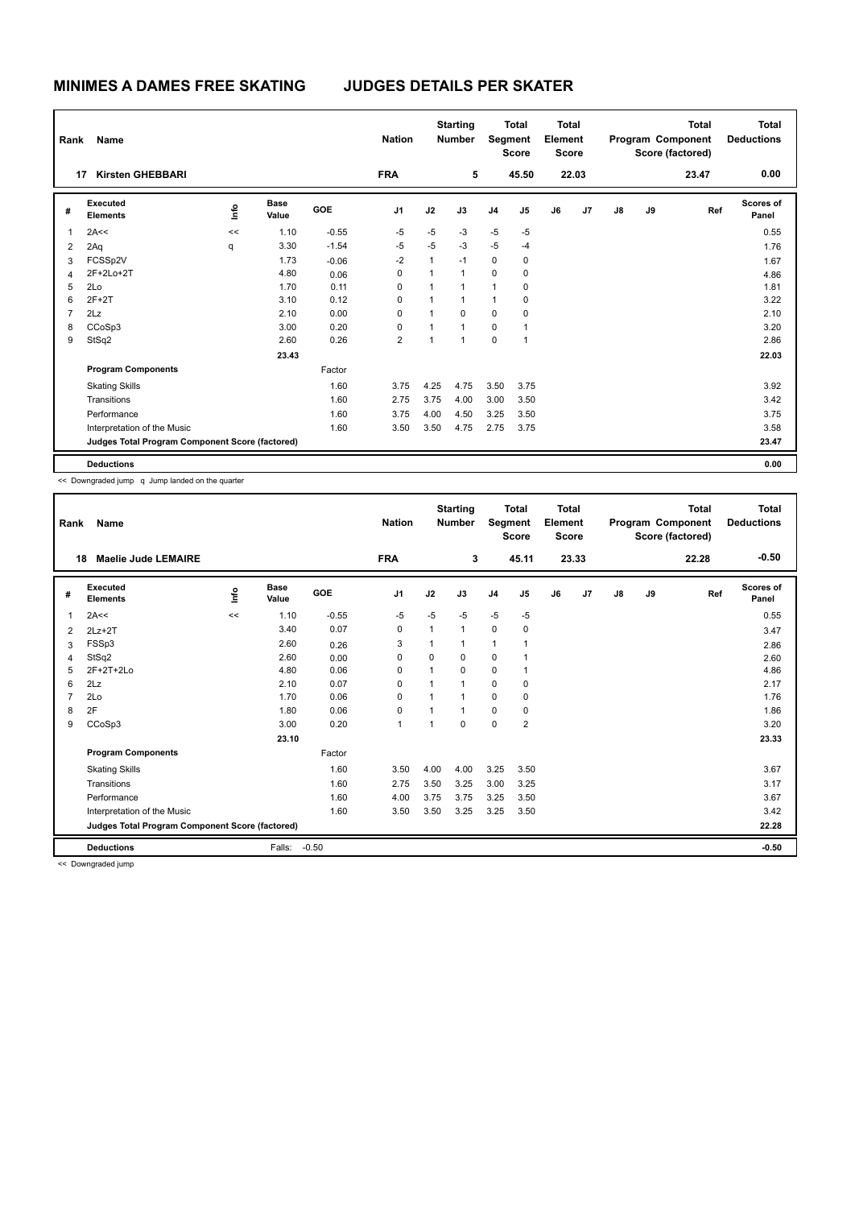# MINIMES A DAMES FREE SKATING JUDGES DETAILS PER SKATER

| Rank | Name | Nation | Starting Number | Total Segment Score | Total Element Score | Total Program Component Score (factored) | Total Deductions |
|---|---|---|---|---|---|---|---|
| 17 | Kirsten GHEBBARI | FRA | 5 | 45.50 | 22.03 | 23.47 | 0.00 |

| # | Executed Elements | Info | Base Value | GOE | J1 | J2 | J3 | J4 | J5 | J6 | J7 | J8 | J9 | Ref | Scores of Panel |
|---|---|---|---|---|---|---|---|---|---|---|---|---|---|---|---|
| 1 | 2A<< | << | 1.10 | -0.55 | -5 | -5 | -3 | -5 | -5 | | | | | | 0.55 |
| 2 | 2Aq | q | 3.30 | -1.54 | -5 | -5 | -3 | -5 | -4 | | | | | | 1.76 |
| 3 | FCSSp2V | | 1.73 | -0.06 | -2 | 1 | -1 | 0 | 0 | | | | | | 1.67 |
| 4 | 2F+2Lo+2T | | 4.80 | 0.06 | 0 | 1 | 1 | 0 | 0 | | | | | | 4.86 |
| 5 | 2Lo | | 1.70 | 0.11 | 0 | 1 | 1 | 1 | 0 | | | | | | 1.81 |
| 6 | 2F+2T | | 3.10 | 0.12 | 0 | 1 | 1 | 1 | 0 | | | | | | 3.22 |
| 7 | 2Lz | | 2.10 | 0.00 | 0 | 1 | 0 | 0 | 0 | | | | | | 2.10 |
| 8 | CCoSp3 | | 3.00 | 0.20 | 0 | 1 | 1 | 0 | 1 | | | | | | 3.20 |
| 9 | StSq2 | | 2.60 | 0.26 | 2 | 1 | 1 | 0 | 1 | | | | | | 2.86 |
| | | | 23.43 | | | | | | | | | | | | 22.03 |
| | **Program Components** | | | Factor | | | | | | | | | | | |
| | Skating Skills | | | 1.60 | 3.75 | 4.25 | 4.75 | 3.50 | 3.75 | | | | | | 3.92 |
| | Transitions | | | 1.60 | 2.75 | 3.75 | 4.00 | 3.00 | 3.50 | | | | | | 3.42 |
| | Performance | | | 1.60 | 3.75 | 4.00 | 4.50 | 3.25 | 3.50 | | | | | | 3.75 |
| | Interpretation of the Music | | | 1.60 | 3.50 | 3.50 | 4.75 | 2.75 | 3.75 | | | | | | 3.58 |
| | **Judges Total Program Component Score (factored)** | | | | | | | | | | | | | | 23.47 |
| | **Deductions** | | | | | | | | | | | | | | 0.00 |

<< Downgraded jump q Jump landed on the quarter

| Rank | Name | Nation | Starting Number | Total Segment Score | Total Element Score | Total Program Component Score (factored) | Total Deductions |
|---|---|---|---|---|---|---|---|
| 18 | Maelie Jude LEMAIRE | FRA | 3 | 45.11 | 23.33 | 22.28 | -0.50 |

| # | Executed Elements | Info | Base Value | GOE | J1 | J2 | J3 | J4 | J5 | J6 | J7 | J8 | J9 | Ref | Scores of Panel |
|---|---|---|---|---|---|---|---|---|---|---|---|---|---|---|---|
| 1 | 2A<< | << | 1.10 | -0.55 | -5 | -5 | -5 | -5 | -5 | | | | | | 0.55 |
| 2 | 2Lz+2T | | 3.40 | 0.07 | 0 | 1 | 1 | 0 | 0 | | | | | | 3.47 |
| 3 | FSSp3 | | 2.60 | 0.26 | 3 | 1 | 1 | 1 | 1 | | | | | | 2.86 |
| 4 | StSq2 | | 2.60 | 0.00 | 0 | 0 | 0 | 0 | 1 | | | | | | 2.60 |
| 5 | 2F+2T+2Lo | | 4.80 | 0.06 | 0 | 1 | 0 | 0 | 1 | | | | | | 4.86 |
| 6 | 2Lz | | 2.10 | 0.07 | 0 | 1 | 1 | 0 | 0 | | | | | | 2.17 |
| 7 | 2Lo | | 1.70 | 0.06 | 0 | 1 | 1 | 0 | 0 | | | | | | 1.76 |
| 8 | 2F | | 1.80 | 0.06 | 0 | 1 | 1 | 0 | 0 | | | | | | 1.86 |
| 9 | CCoSp3 | | 3.00 | 0.20 | 1 | 1 | 0 | 0 | 2 | | | | | | 3.20 |
| | | | 23.10 | | | | | | | | | | | | 23.33 |
| | **Program Components** | | | Factor | | | | | | | | | | | |
| | Skating Skills | | | 1.60 | 3.50 | 4.00 | 4.00 | 3.25 | 3.50 | | | | | | 3.67 |
| | Transitions | | | 1.60 | 2.75 | 3.50 | 3.25 | 3.00 | 3.25 | | | | | | 3.17 |
| | Performance | | | 1.60 | 4.00 | 3.75 | 3.75 | 3.25 | 3.50 | | | | | | 3.67 |
| | Interpretation of the Music | | | 1.60 | 3.50 | 3.50 | 3.25 | 3.25 | 3.50 | | | | | | 3.42 |
| | **Judges Total Program Component Score (factored)** | | | | | | | | | | | | | | 22.28 |
| | **Deductions** | | Falls: | -0.50 | | | | | | | | | | | -0.50 |

<< Downgraded jump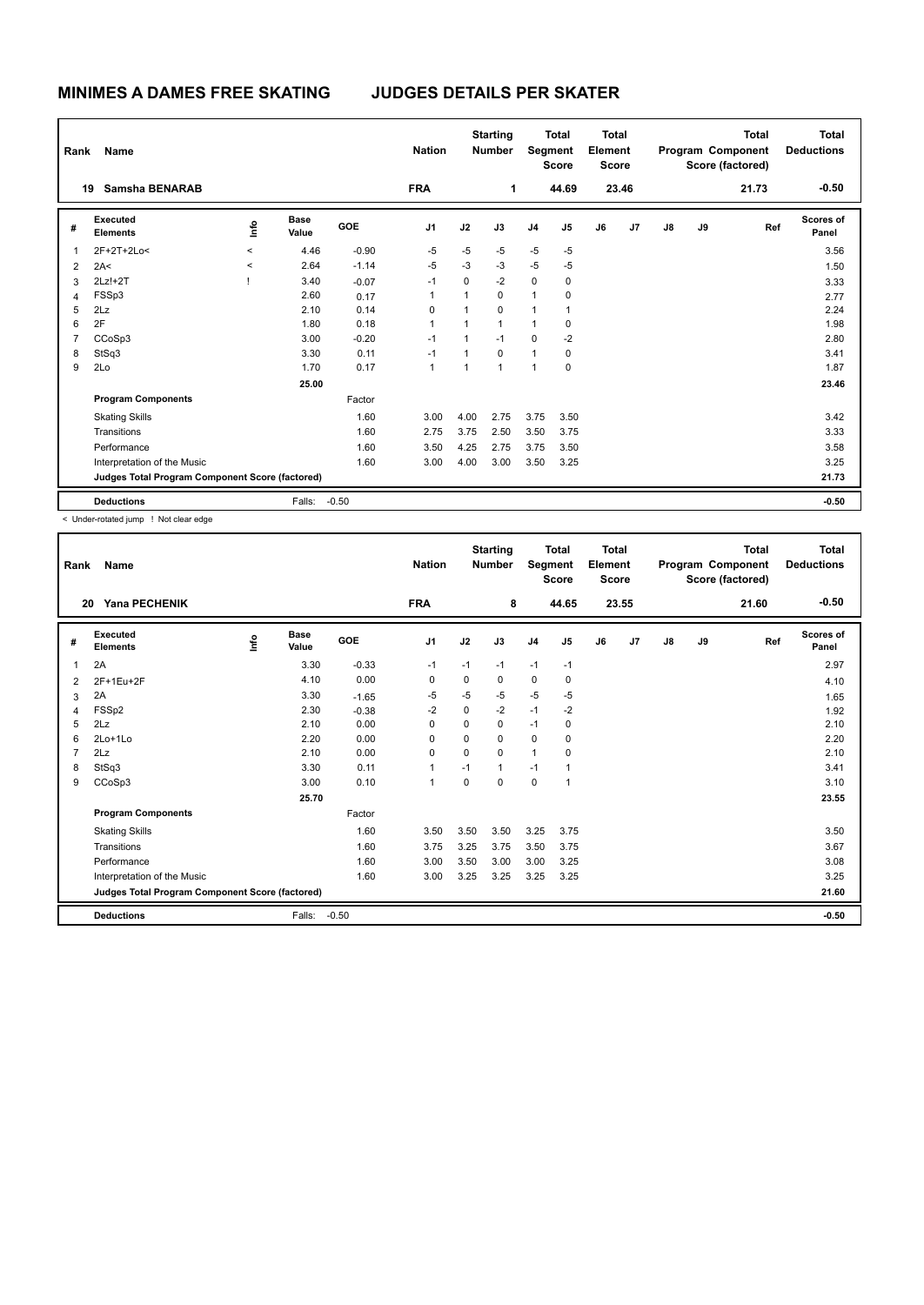# MINIMES A DAMES FREE SKATING JUDGES DETAILS PER SKATER

| Rank | Name | Nation | Starting Number | Total Segment Score | Total Element Score | Total Program Component Score (factored) | Total Deductions |
|---|---|---|---|---|---|---|---|
| 19 | Samsha BENARAB | FRA | 1 | 44.69 | 23.46 | 21.73 | -0.50 |

| # | Executed Elements | Info | Base Value | GOE | J1 | J2 | J3 | J4 | J5 | J6 | J7 | J8 | J9 | Ref | Scores of Panel |
|---|---|---|---|---|---|---|---|---|---|---|---|---|---|---|---|
| 1 | 2F+2T+2Lo< | < | 4.46 | -0.90 | -5 | -5 | -5 | -5 | -5 | | | | | | 3.56 |
| 2 | 2A< | < | 2.64 | -1.14 | -5 | -3 | -3 | -5 | -5 | | | | | | 1.50 |
| 3 | 2Lz!+2T | ! | 3.40 | -0.07 | -1 | 0 | -2 | 0 | 0 | | | | | | 3.33 |
| 4 | FSSp3 | | 2.60 | 0.17 | 1 | 1 | 0 | 1 | 0 | | | | | | 2.77 |
| 5 | 2Lz | | 2.10 | 0.14 | 0 | 1 | 0 | 1 | 1 | | | | | | 2.24 |
| 6 | 2F | | 1.80 | 0.18 | 1 | 1 | 1 | 1 | 0 | | | | | | 1.98 |
| 7 | CCoSp3 | | 3.00 | -0.20 | -1 | 1 | -1 | 0 | -2 | | | | | | 2.80 |
| 8 | StSq3 | | 3.30 | 0.11 | -1 | 1 | 0 | 1 | 0 | | | | | | 3.41 |
| 9 | 2Lo | | 1.70 | 0.17 | 1 | 1 | 1 | 1 | 0 | | | | | | 1.87 |
| | | | 25.00 | | | | | | | | | | | | 23.46 |
| | **Program Components** | | | Factor | | | | | | | | | | | |
| | Skating Skills | | | 1.60 | 3.00 | 4.00 | 2.75 | 3.75 | 3.50 | | | | | | 3.42 |
| | Transitions | | | 1.60 | 2.75 | 3.75 | 2.50 | 3.50 | 3.75 | | | | | | 3.33 |
| | Performance | | | 1.60 | 3.50 | 4.25 | 2.75 | 3.75 | 3.50 | | | | | | 3.58 |
| | Interpretation of the Music | | | 1.60 | 3.00 | 4.00 | 3.00 | 3.50 | 3.25 | | | | | | 3.25 |
| | **Judges Total Program Component Score (factored)** | | | | | | | | | | | | | | 21.73 |
| | **Deductions** | | Falls: | -0.50 | | | | | | | | | | | -0.50 |

< Under-rotated jump ! Not clear edge

| Rank | Name | Nation | Starting Number | Total Segment Score | Total Element Score | Total Program Component Score (factored) | Total Deductions |
|---|---|---|---|---|---|---|---|
| 20 | Yana PECHENIK | FRA | 8 | 44.65 | 23.55 | 21.60 | -0.50 |

| # | Executed Elements | Info | Base Value | GOE | J1 | J2 | J3 | J4 | J5 | J6 | J7 | J8 | J9 | Ref | Scores of Panel |
|---|---|---|---|---|---|---|---|---|---|---|---|---|---|---|---|
| 1 | 2A | | 3.30 | -0.33 | -1 | -1 | -1 | -1 | -1 | | | | | | 2.97 |
| 2 | 2F+1Eu+2F | | 4.10 | 0.00 | 0 | 0 | 0 | 0 | 0 | | | | | | 4.10 |
| 3 | 2A | | 3.30 | -1.65 | -5 | -5 | -5 | -5 | -5 | | | | | | 1.65 |
| 4 | FSSp2 | | 2.30 | -0.38 | -2 | 0 | -2 | -1 | -2 | | | | | | 1.92 |
| 5 | 2Lz | | 2.10 | 0.00 | 0 | 0 | 0 | -1 | 0 | | | | | | 2.10 |
| 6 | 2Lo+1Lo | | 2.20 | 0.00 | 0 | 0 | 0 | 0 | 0 | | | | | | 2.20 |
| 7 | 2Lz | | 2.10 | 0.00 | 0 | 0 | 0 | 1 | 0 | | | | | | 2.10 |
| 8 | StSq3 | | 3.30 | 0.11 | 1 | -1 | 1 | -1 | 1 | | | | | | 3.41 |
| 9 | CCoSp3 | | 3.00 | 0.10 | 1 | 0 | 0 | 0 | 1 | | | | | | 3.10 |
| | | | 25.70 | | | | | | | | | | | | 23.55 |
| | **Program Components** | | | Factor | | | | | | | | | | | |
| | Skating Skills | | | 1.60 | 3.50 | 3.50 | 3.50 | 3.25 | 3.75 | | | | | | 3.50 |
| | Transitions | | | 1.60 | 3.75 | 3.25 | 3.75 | 3.50 | 3.75 | | | | | | 3.67 |
| | Performance | | | 1.60 | 3.00 | 3.50 | 3.00 | 3.00 | 3.25 | | | | | | 3.08 |
| | Interpretation of the Music | | | 1.60 | 3.00 | 3.25 | 3.25 | 3.25 | 3.25 | | | | | | 3.25 |
| | **Judges Total Program Component Score (factored)** | | | | | | | | | | | | | | 21.60 |
| | **Deductions** | | Falls: | -0.50 | | | | | | | | | | | -0.50 |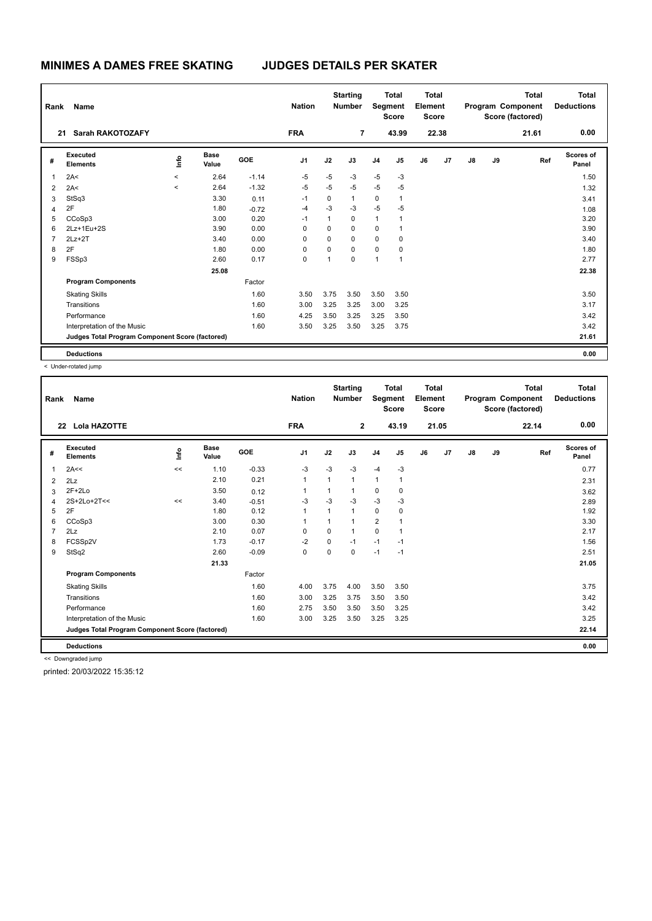# MINIMES A DAMES FREE SKATING JUDGES DETAILS PER SKATER

| Rank | Name | Nation | Starting Number | Total Segment Score | Total Element Score | Total Program Component Score (factored) | Total Deductions |
|---|---|---|---|---|---|---|---|
| 21 | Sarah RAKOTOZAFY | FRA | 7 | 43.99 | 22.38 | 21.61 | 0.00 |

| # | Executed Elements | Info | Base Value | GOE | J1 | J2 | J3 | J4 | J5 | J6 | J7 | J8 | J9 | Ref | Scores of Panel |
|---|---|---|---|---|---|---|---|---|---|---|---|---|---|---|---|
| 1 | 2A< | < | 2.64 | -1.14 | -5 | -5 | -3 | -5 | -3 | | | | | | 1.50 |
| 2 | 2A< | < | 2.64 | -1.32 | -5 | -5 | -5 | -5 | -5 | | | | | | 1.32 |
| 3 | StSq3 | | 3.30 | 0.11 | -1 | 0 | 1 | 0 | 1 | | | | | | 3.41 |
| 4 | 2F | | 1.80 | -0.72 | -4 | -3 | -3 | -5 | -5 | | | | | | 1.08 |
| 5 | CCoSp3 | | 3.00 | 0.20 | -1 | 1 | 0 | 1 | 1 | | | | | | 3.20 |
| 6 | 2Lz+1Eu+2S | | 3.90 | 0.00 | 0 | 0 | 0 | 0 | 1 | | | | | | 3.90 |
| 7 | 2Lz+2T | | 3.40 | 0.00 | 0 | 0 | 0 | 0 | 0 | | | | | | 3.40 |
| 8 | 2F | | 1.80 | 0.00 | 0 | 0 | 0 | 0 | 0 | | | | | | 1.80 |
| 9 | FSSp3 | | 2.60 | 0.17 | 0 | 1 | 0 | 1 | 1 | | | | | | 2.77 |
| | | | 25.08 | | | | | | | | | | | | 22.38 |
| | **Program Components** | | | Factor | | | | | | | | | | | |
| | Skating Skills | | | 1.60 | 3.50 | 3.75 | 3.50 | 3.50 | 3.50 | | | | | | 3.50 |
| | Transitions | | | 1.60 | 3.00 | 3.25 | 3.25 | 3.00 | 3.25 | | | | | | 3.17 |
| | Performance | | | 1.60 | 4.25 | 3.50 | 3.25 | 3.25 | 3.50 | | | | | | 3.42 |
| | Interpretation of the Music | | | 1.60 | 3.50 | 3.25 | 3.50 | 3.25 | 3.75 | | | | | | 3.42 |
| | **Judges Total Program Component Score (factored)** | | | | | | | | | | | | | | 21.61 |
| | **Deductions** | | | | | | | | | | | | | | 0.00 |

< Under-rotated jump

| Rank | Name | Nation | Starting Number | Total Segment Score | Total Element Score | Total Program Component Score (factored) | Total Deductions |
|---|---|---|---|---|---|---|---|
| 22 | Lola HAZOTTE | FRA | 2 | 43.19 | 21.05 | 22.14 | 0.00 |

| # | Executed Elements | Info | Base Value | GOE | J1 | J2 | J3 | J4 | J5 | J6 | J7 | J8 | J9 | Ref | Scores of Panel |
|---|---|---|---|---|---|---|---|---|---|---|---|---|---|---|---|
| 1 | 2A<< | << | 1.10 | -0.33 | -3 | -3 | -3 | -4 | -3 | | | | | | 0.77 |
| 2 | 2Lz | | 2.10 | 0.21 | 1 | 1 | 1 | 1 | 1 | | | | | | 2.31 |
| 3 | 2F+2Lo | | 3.50 | 0.12 | 1 | 1 | 1 | 0 | 0 | | | | | | 3.62 |
| 4 | 2S+2Lo+2T<< | << | 3.40 | -0.51 | -3 | -3 | -3 | -3 | -3 | | | | | | 2.89 |
| 5 | 2F | | 1.80 | 0.12 | 1 | 1 | 1 | 0 | 0 | | | | | | 1.92 |
| 6 | CCoSp3 | | 3.00 | 0.30 | 1 | 1 | 1 | 2 | 1 | | | | | | 3.30 |
| 7 | 2Lz | | 2.10 | 0.07 | 0 | 0 | 1 | 0 | 1 | | | | | | 2.17 |
| 8 | FCSSp2V | | 1.73 | -0.17 | -2 | 0 | -1 | -1 | -1 | | | | | | 1.56 |
| 9 | StSq2 | | 2.60 | -0.09 | 0 | 0 | 0 | -1 | -1 | | | | | | 2.51 |
| | | | 21.33 | | | | | | | | | | | | 21.05 |
| | **Program Components** | | | Factor | | | | | | | | | | | |
| | Skating Skills | | | 1.60 | 4.00 | 3.75 | 4.00 | 3.50 | 3.50 | | | | | | 3.75 |
| | Transitions | | | 1.60 | 3.00 | 3.25 | 3.75 | 3.50 | 3.50 | | | | | | 3.42 |
| | Performance | | | 1.60 | 2.75 | 3.50 | 3.50 | 3.50 | 3.25 | | | | | | 3.42 |
| | Interpretation of the Music | | | 1.60 | 3.00 | 3.25 | 3.50 | 3.25 | 3.25 | | | | | | 3.25 |
| | **Judges Total Program Component Score (factored)** | | | | | | | | | | | | | | 22.14 |
| | **Deductions** | | | | | | | | | | | | | | 0.00 |

<< Downgraded jump

printed: 20/03/2022 15:35:12